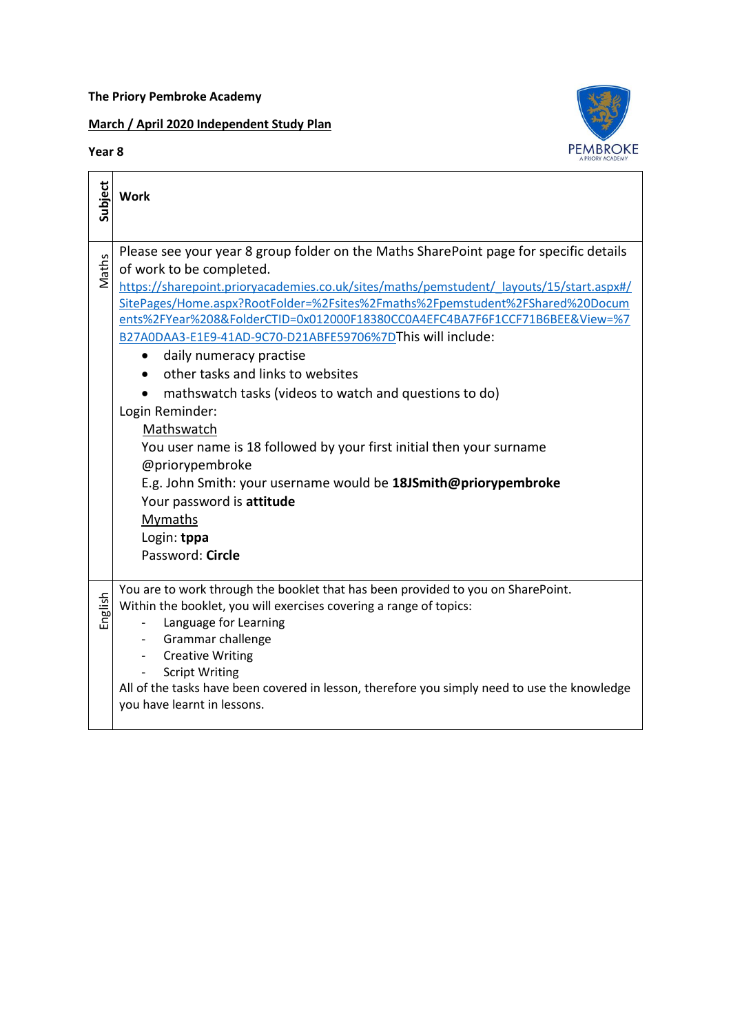**The Priory Pembroke Academy**

**March / April 2020 Independent Study Plan**

**Year 8**

| **Subject** | **Work** |
|---|---|
| Maths | Please see your year 8 group folder on the Maths SharePoint page for specific details of work to be completed. https://sharepoint.prioryacademies.co.uk/sites/maths/pemstudent/_layouts/15/start.aspx#/SitePages/Home.aspx?RootFolder=%2Fsites%2Fmaths%2Fpemstudent%2FShared%20Documents%2FYear%208&FolderCTID=0x012000F18380CC0A4EFC4BA7F6F1CCF71B6BEE&View=%7B27A0DAA3-E1E9-41AD-9C70-D21ABFE59706%7DThis will include:<br>• daily numeracy practise<br>• other tasks and links to websites<br>• mathswatch tasks (videos to watch and questions to do)<br>Login Reminder:<br>Mathswatch<br>You user name is 18 followed by your first initial then your surname @priorypembroke<br>E.g. John Smith: your username would be **18JSmith@priorypembroke**<br>Your password is **attitude**<br>Mymaths<br>Login: **tppa**<br>Password: **Circle** |
| English | You are to work through the booklet that has been provided to you on SharePoint. Within the booklet, you will exercises covering a range of topics:<br>- Language for Learning<br>- Grammar challenge<br>- Creative Writing<br>- Script Writing<br>All of the tasks have been covered in lesson, therefore you simply need to use the knowledge you have learnt in lessons. |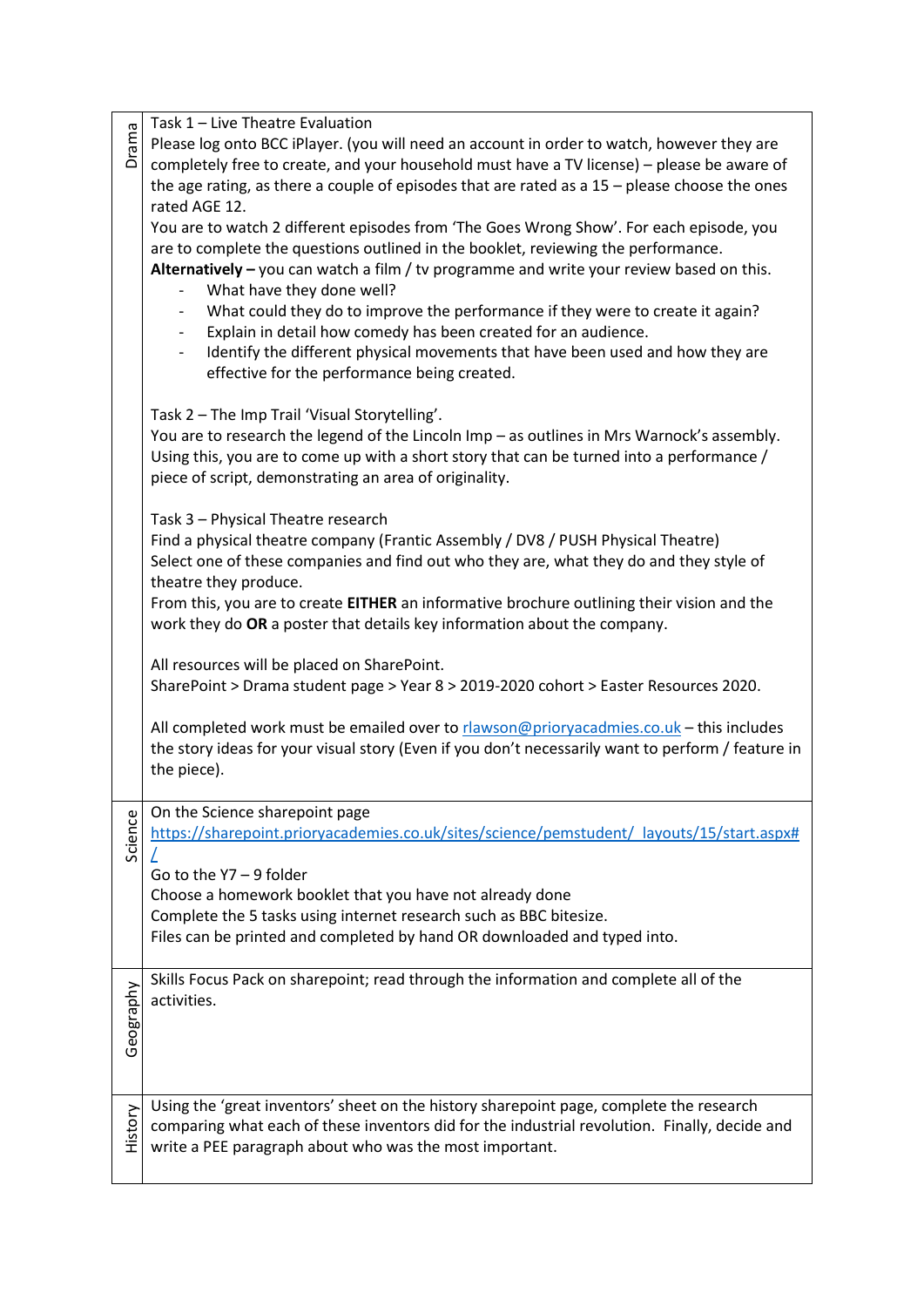| Subject | Task |
| --- | --- |
| Drama | Task 1 – Live Theatre Evaluation<br>Please log onto BCC iPlayer. (you will need an account in order to watch, however they are completely free to create, and your household must have a TV license) – please be aware of the age rating, as there a couple of episodes that are rated as a 15 – please choose the ones rated AGE 12.<br>You are to watch 2 different episodes from 'The Goes Wrong Show'. For each episode, you are to complete the questions outlined in the booklet, reviewing the performance.<br>**Alternatively –** you can watch a film / tv programme and write your review based on this.<br>- What have they done well?<br>- What could they do to improve the performance if they were to create it again?<br>- Explain in detail how comedy has been created for an audience.<br>- Identify the different physical movements that have been used and how they are effective for the performance being created.<br><br>Task 2 – The Imp Trail 'Visual Storytelling'.<br>You are to research the legend of the Lincoln Imp – as outlines in Mrs Warnock's assembly. Using this, you are to come up with a short story that can be turned into a performance / piece of script, demonstrating an area of originality.<br><br>Task 3 – Physical Theatre research<br>Find a physical theatre company (Frantic Assembly / DV8 / PUSH Physical Theatre)<br>Select one of these companies and find out who they are, what they do and they style of theatre they produce.<br>From this, you are to create **EITHER** an informative brochure outlining their vision and the work they do **OR** a poster that details key information about the company.<br><br>All resources will be placed on SharePoint.<br>SharePoint > Drama student page > Year 8 > 2019-2020 cohort > Easter Resources 2020.<br><br>All completed work must be emailed over to [rlawson@prioryacadmies.co.uk](mailto:rlawson@prioryacadmies.co.uk) – this includes the story ideas for your visual story (Even if you don't necessarily want to perform / feature in the piece). |
| Science | On the Science sharepoint page<br>[https://sharepoint.prioryacademies.co.uk/sites/science/pemstudent/_layouts/15/start.aspx#/](https://sharepoint.prioryacademies.co.uk/sites/science/pemstudent/_layouts/15/start.aspx#/)<br>Go to the Y7 – 9 folder<br>Choose a homework booklet that you have not already done<br>Complete the 5 tasks using internet research such as BBC bitesize.<br>Files can be printed and completed by hand OR downloaded and typed into. |
| Geography | Skills Focus Pack on sharepoint; read through the information and complete all of the activities. |
| History | Using the 'great inventors' sheet on the history sharepoint page, complete the research comparing what each of these inventors did for the industrial revolution. Finally, decide and write a PEE paragraph about who was the most important. |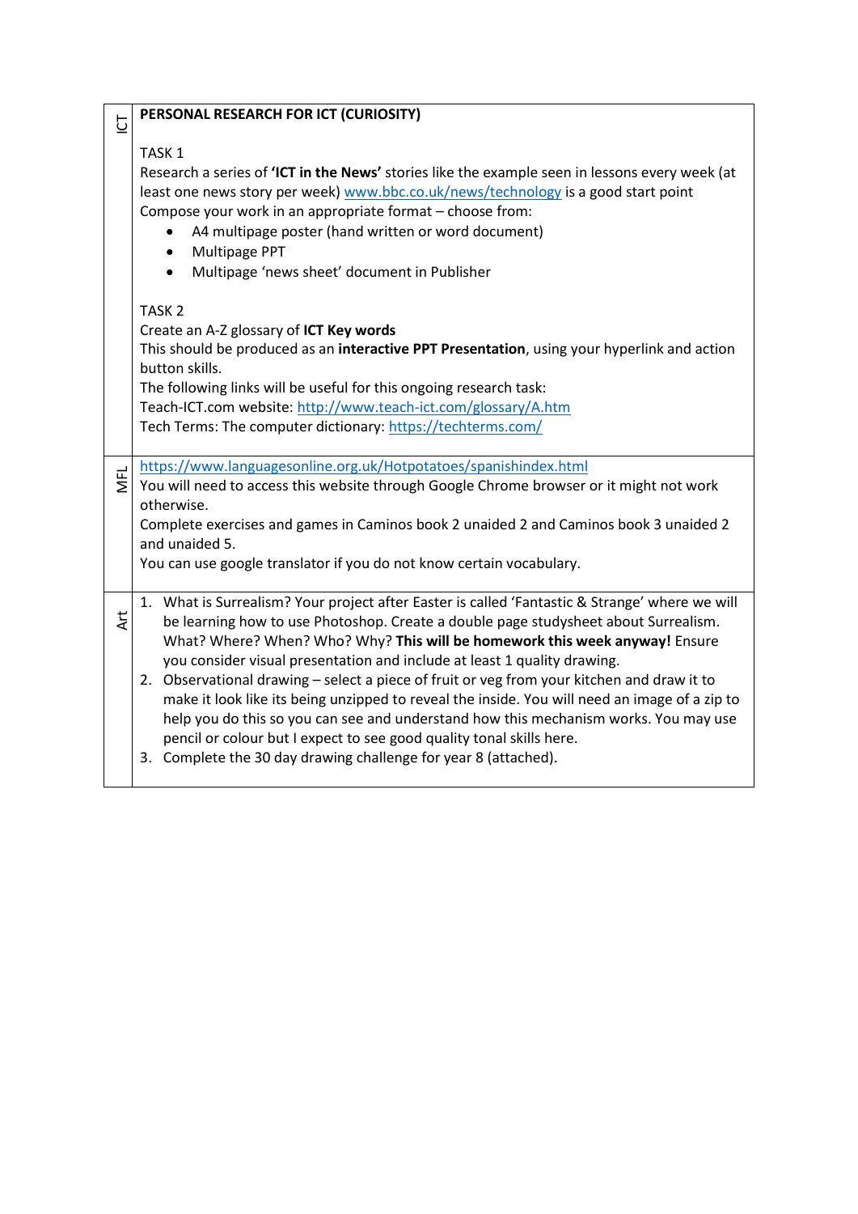| | |
|---|---|
| ICT | **PERSONAL RESEARCH FOR ICT (CURIOSITY)**<br><br>TASK 1<br>Research a series of **'ICT in the News'** stories like the example seen in lessons every week (at least one news story per week) www.bbc.co.uk/news/technology is a good start point<br>Compose your work in an appropriate format – choose from:<br>• A4 multipage poster (hand written or word document)<br>• Multipage PPT<br>• Multipage 'news sheet' document in Publisher<br><br>TASK 2<br>Create an A-Z glossary of **ICT Key words**<br>This should be produced as an **interactive PPT Presentation**, using your hyperlink and action button skills.<br>The following links will be useful for this ongoing research task:<br>Teach-ICT.com website: http://www.teach-ict.com/glossary/A.htm<br>Tech Terms: The computer dictionary: https://techterms.com/ |
| MFL | https://www.languagesonline.org.uk/Hotpotatoes/spanishindex.html<br>You will need to access this website through Google Chrome browser or it might not work otherwise.<br>Complete exercises and games in Caminos book 2 unaided 2 and Caminos book 3 unaided 2 and unaided 5.<br>You can use google translator if you do not know certain vocabulary. |
| Art | 1. What is Surrealism? Your project after Easter is called 'Fantastic & Strange' where we will be learning how to use Photoshop. Create a double page studysheet about Surrealism. What? Where? When? Who? Why? **This will be homework this week anyway!** Ensure you consider visual presentation and include at least 1 quality drawing.<br>2. Observational drawing – select a piece of fruit or veg from your kitchen and draw it to make it look like its being unzipped to reveal the inside. You will need an image of a zip to help you do this so you can see and understand how this mechanism works. You may use pencil or colour but I expect to see good quality tonal skills here.<br>3. Complete the 30 day drawing challenge for year 8 (attached). |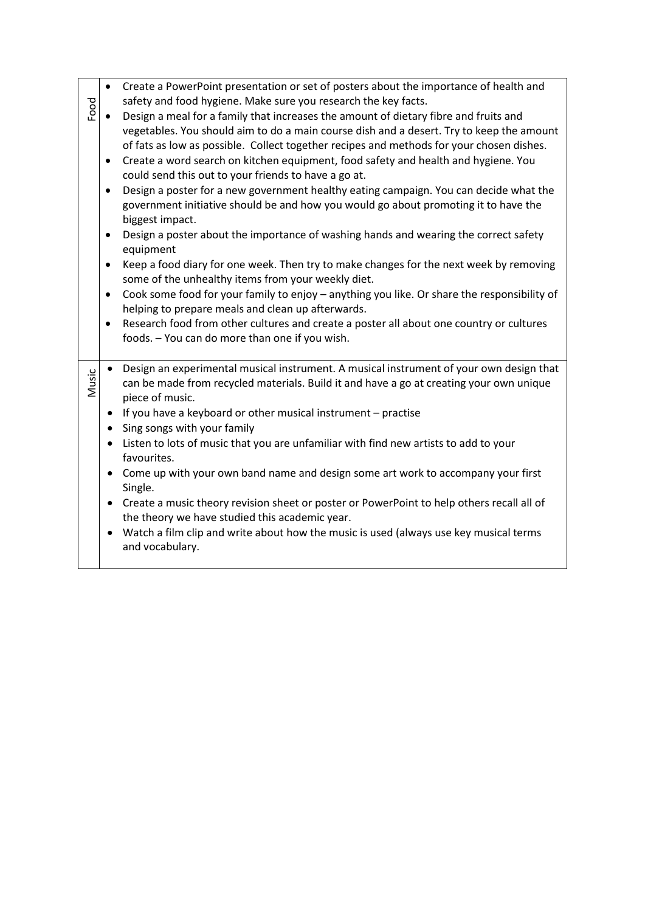| | |
|---|---|
| Food | • Create a PowerPoint presentation or set of posters about the importance of health and safety and food hygiene. Make sure you research the key facts.<br>• Design a meal for a family that increases the amount of dietary fibre and fruits and vegetables. You should aim to do a main course dish and a desert. Try to keep the amount of fats as low as possible. Collect together recipes and methods for your chosen dishes.<br>• Create a word search on kitchen equipment, food safety and health and hygiene. You could send this out to your friends to have a go at.<br>• Design a poster for a new government healthy eating campaign. You can decide what the government initiative should be and how you would go about promoting it to have the biggest impact.<br>• Design a poster about the importance of washing hands and wearing the correct safety equipment<br>• Keep a food diary for one week. Then try to make changes for the next week by removing some of the unhealthy items from your weekly diet.<br>• Cook some food for your family to enjoy – anything you like. Or share the responsibility of helping to prepare meals and clean up afterwards.<br>• Research food from other cultures and create a poster all about one country or cultures foods. – You can do more than one if you wish. |
| Music | • Design an experimental musical instrument. A musical instrument of your own design that can be made from recycled materials. Build it and have a go at creating your own unique piece of music.<br>• If you have a keyboard or other musical instrument – practise<br>• Sing songs with your family<br>• Listen to lots of music that you are unfamiliar with find new artists to add to your favourites.<br>• Come up with your own band name and design some art work to accompany your first Single.<br>• Create a music theory revision sheet or poster or PowerPoint to help others recall all of the theory we have studied this academic year.<br>• Watch a film clip and write about how the music is used (always use key musical terms and vocabulary. |